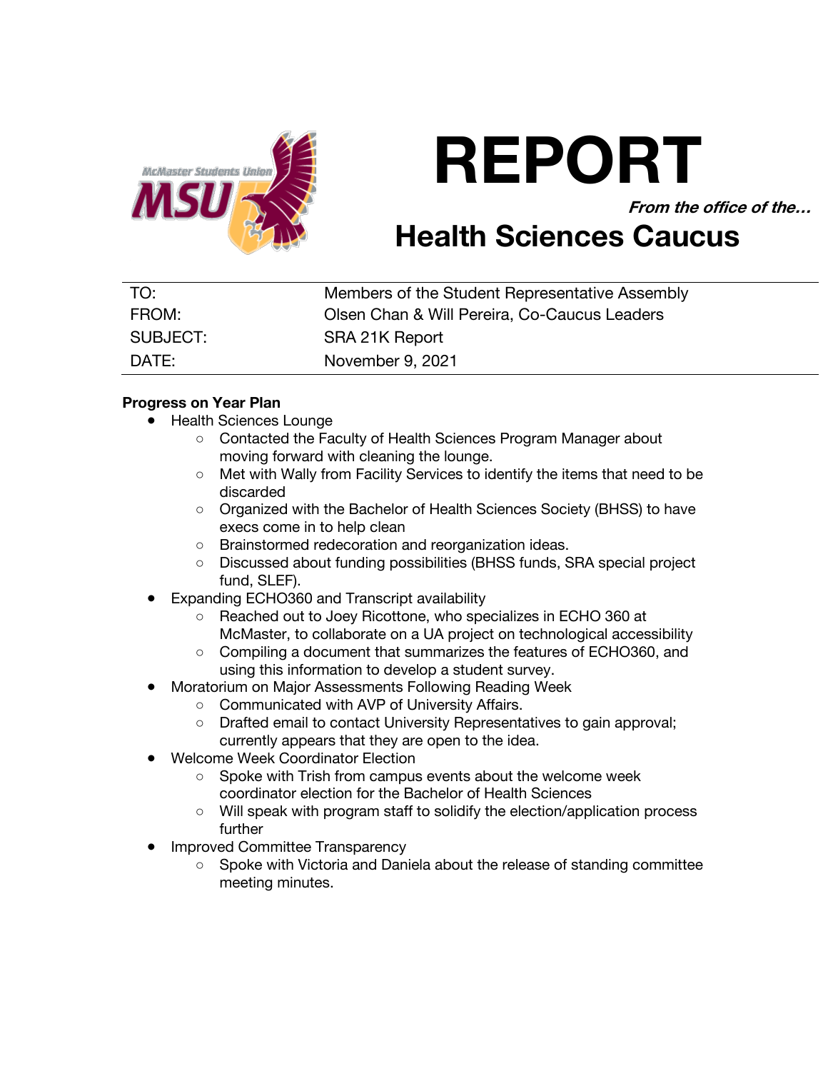# REPORT

***From the office of the…***

## Health Sciences Caucus

| | |
|---|---|
| TO: | Members of the Student Representative Assembly |
| FROM: | Olsen Chan & Will Pereira, Co-Caucus Leaders |
| SUBJECT: | SRA 21K Report |
| DATE: | November 9, 2021 |

**Progress on Year Plan**

- Health Sciences Lounge
  - Contacted the Faculty of Health Sciences Program Manager about moving forward with cleaning the lounge.
  - Met with Wally from Facility Services to identify the items that need to be discarded
  - Organized with the Bachelor of Health Sciences Society (BHSS) to have execs come in to help clean
  - Brainstormed redecoration and reorganization ideas.
  - Discussed about funding possibilities (BHSS funds, SRA special project fund, SLEF).
- Expanding ECHO360 and Transcript availability
  - Reached out to Joey Ricottone, who specializes in ECHO 360 at McMaster, to collaborate on a UA project on technological accessibility
  - Compiling a document that summarizes the features of ECHO360, and using this information to develop a student survey.
- Moratorium on Major Assessments Following Reading Week
  - Communicated with AVP of University Affairs.
  - Drafted email to contact University Representatives to gain approval; currently appears that they are open to the idea.
- Welcome Week Coordinator Election
  - Spoke with Trish from campus events about the welcome week coordinator election for the Bachelor of Health Sciences
  - Will speak with program staff to solidify the election/application process further
- Improved Committee Transparency
  - Spoke with Victoria and Daniela about the release of standing committee meeting minutes.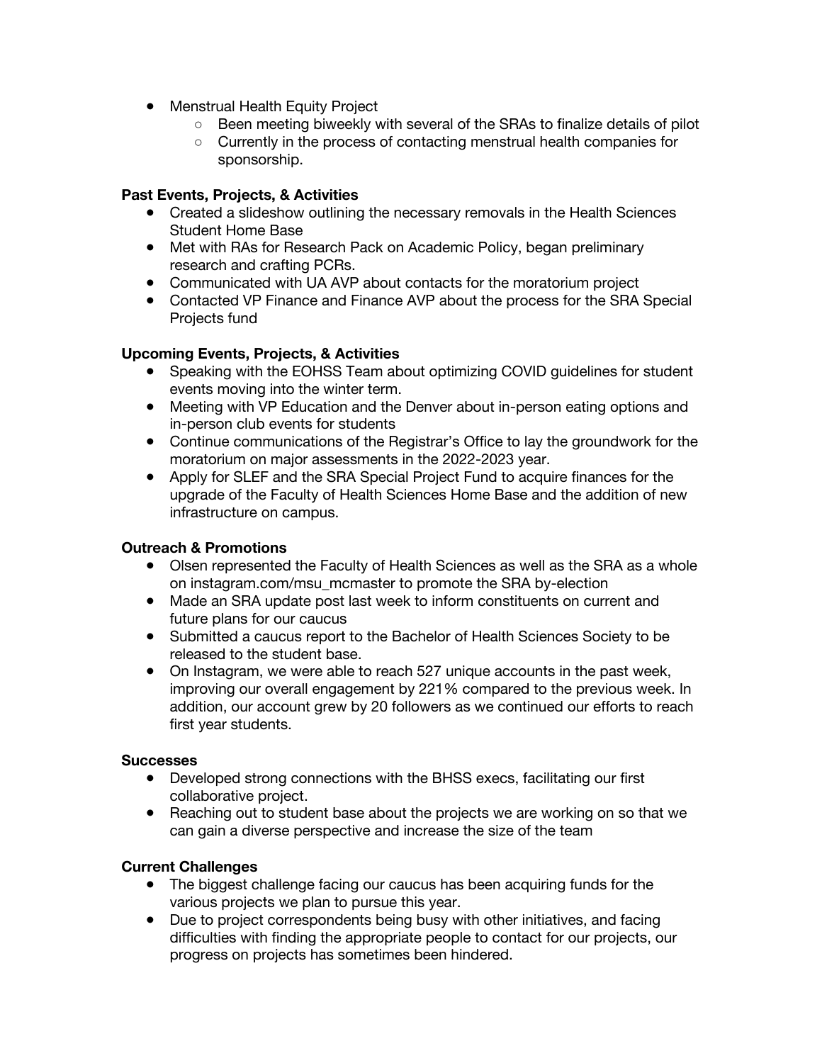- Menstrual Health Equity Project
  - Been meeting biweekly with several of the SRAs to finalize details of pilot
  - Currently in the process of contacting menstrual health companies for sponsorship.

**Past Events, Projects, & Activities**

- Created a slideshow outlining the necessary removals in the Health Sciences Student Home Base
- Met with RAs for Research Pack on Academic Policy, began preliminary research and crafting PCRs.
- Communicated with UA AVP about contacts for the moratorium project
- Contacted VP Finance and Finance AVP about the process for the SRA Special Projects fund

**Upcoming Events, Projects, & Activities**

- Speaking with the EOHSS Team about optimizing COVID guidelines for student events moving into the winter term.
- Meeting with VP Education and the Denver about in-person eating options and in-person club events for students
- Continue communications of the Registrar's Office to lay the groundwork for the moratorium on major assessments in the 2022-2023 year.
- Apply for SLEF and the SRA Special Project Fund to acquire finances for the upgrade of the Faculty of Health Sciences Home Base and the addition of new infrastructure on campus.

**Outreach & Promotions**

- Olsen represented the Faculty of Health Sciences as well as the SRA as a whole on instagram.com/msu_mcmaster to promote the SRA by-election
- Made an SRA update post last week to inform constituents on current and future plans for our caucus
- Submitted a caucus report to the Bachelor of Health Sciences Society to be released to the student base.
- On Instagram, we were able to reach 527 unique accounts in the past week, improving our overall engagement by 221% compared to the previous week. In addition, our account grew by 20 followers as we continued our efforts to reach first year students.

**Successes**

- Developed strong connections with the BHSS execs, facilitating our first collaborative project.
- Reaching out to student base about the projects we are working on so that we can gain a diverse perspective and increase the size of the team

**Current Challenges**

- The biggest challenge facing our caucus has been acquiring funds for the various projects we plan to pursue this year.
- Due to project correspondents being busy with other initiatives, and facing difficulties with finding the appropriate people to contact for our projects, our progress on projects has sometimes been hindered.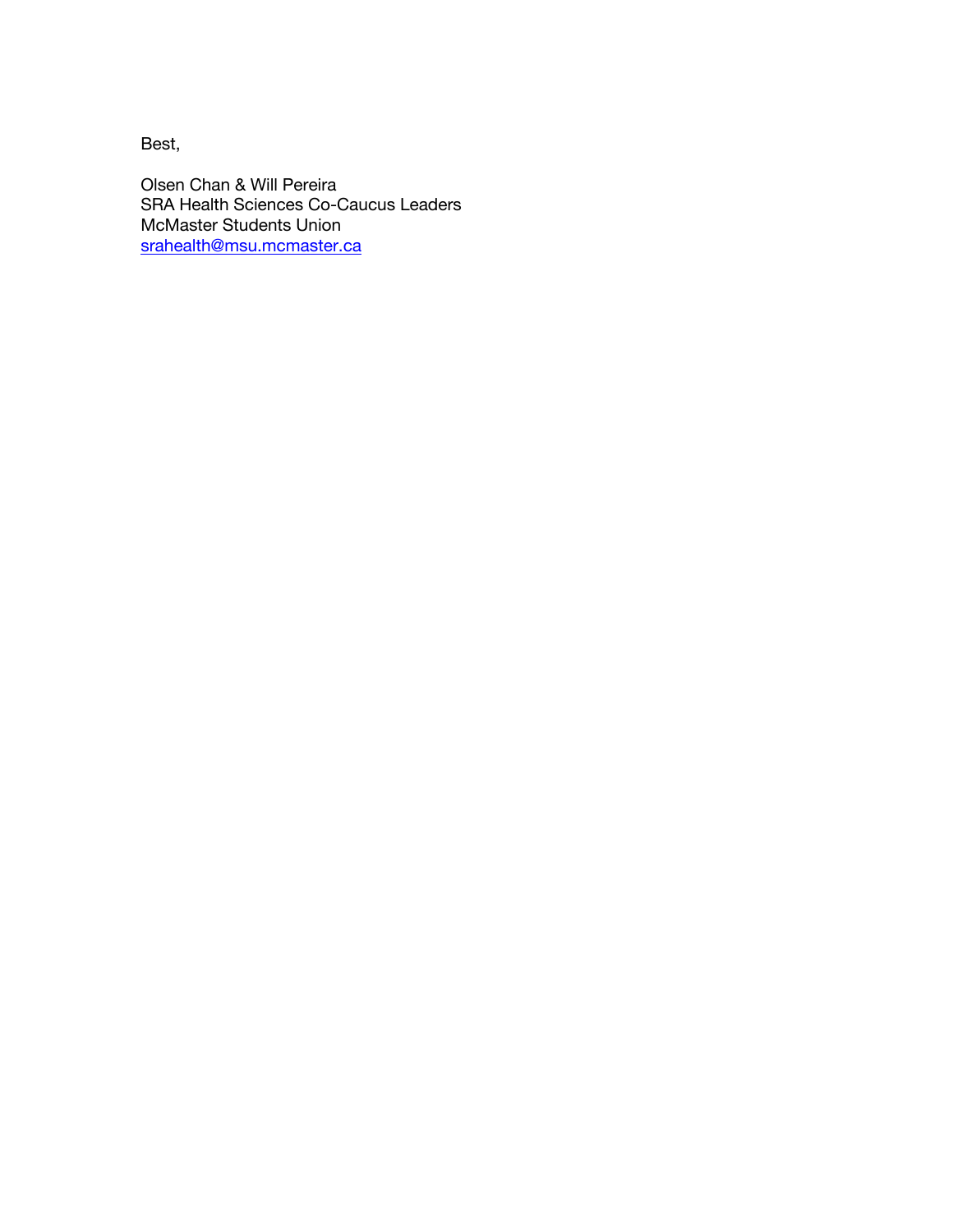Best,

Olsen Chan & Will Pereira
SRA Health Sciences Co-Caucus Leaders
McMaster Students Union
[srahealth@msu.mcmaster.ca](mailto:srahealth@msu.mcmaster.ca)